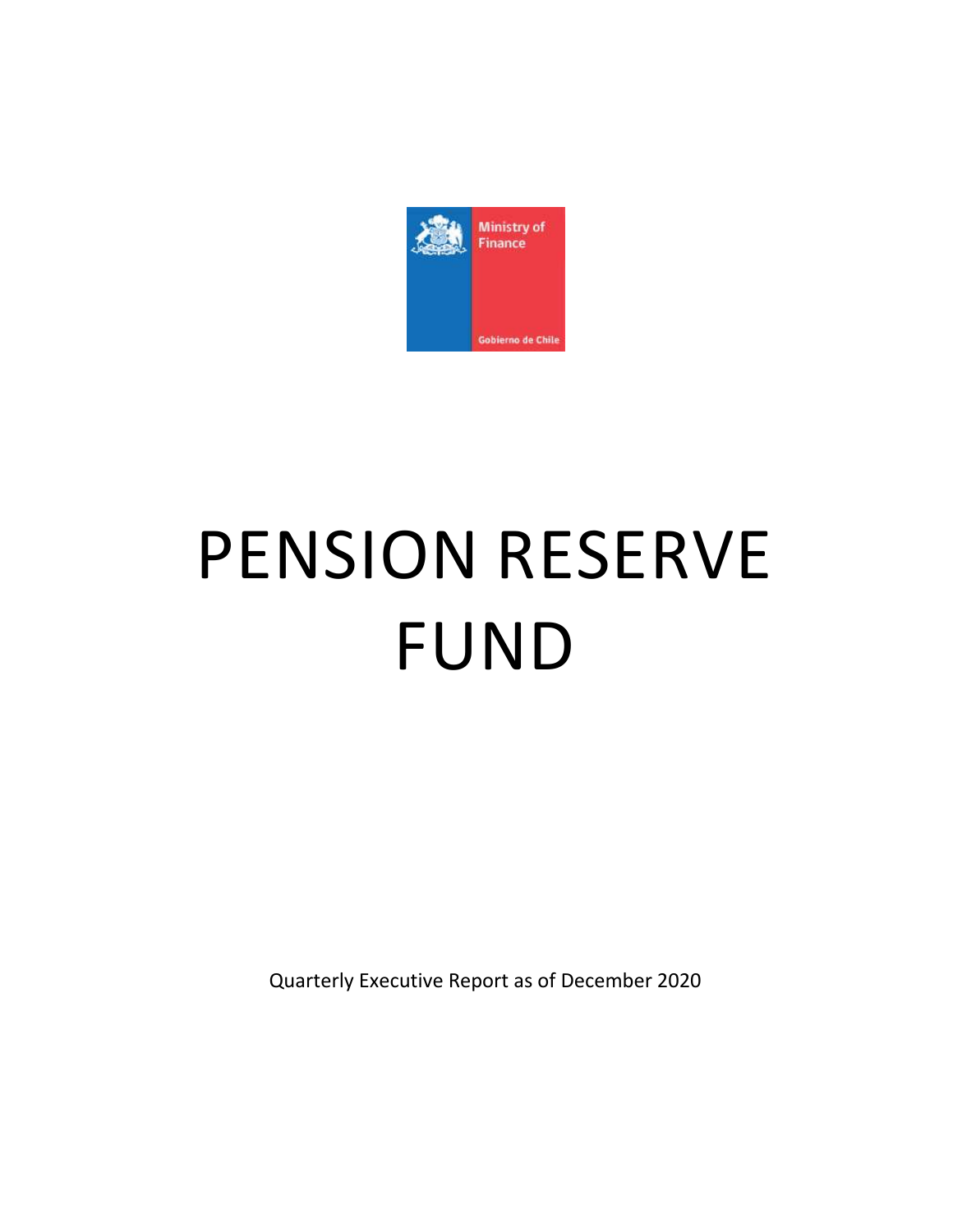Ministry of Finance

Gobierno de Chile

# PENSION RESERVE FUND

Quarterly Executive Report as of December 2020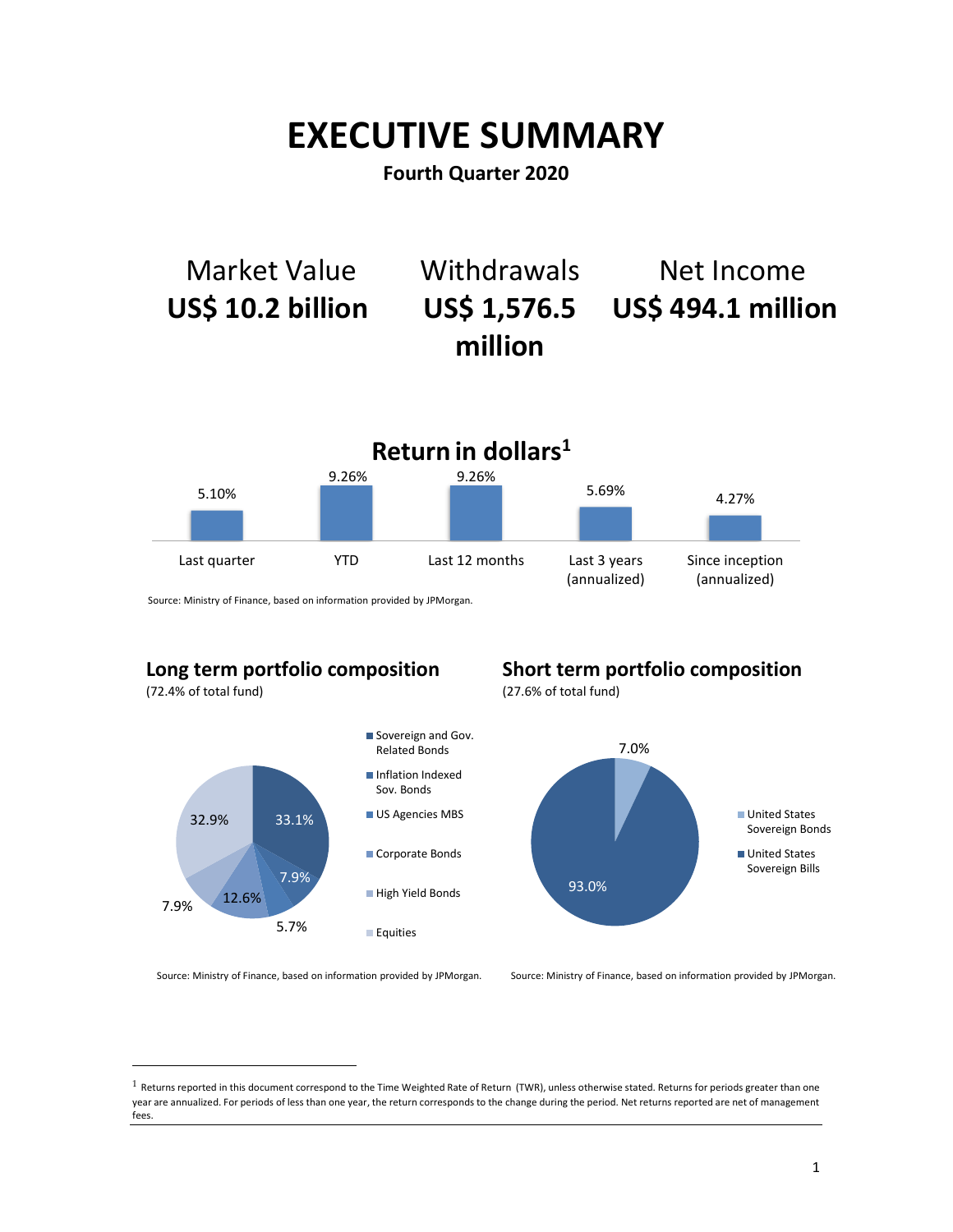# EXECUTIVE SUMMARY

**Fourth Quarter 2020**

| Market Value | Withdrawals | Net Income |
|---|---|---|
| **US$ 10.2 billion** | **US$ 1,576.5 million** | **US$ 494.1 million** |

## Return in dollars[1]

| Last quarter | YTD | Last 12 months | Last 3 years (annualized) | Since inception (annualized) |
|---|---|---|---|---|
| 5.10% | 9.26% | 9.26% | 5.69% | 4.27% |

Source: Ministry of Finance, based on information provided by JPMorgan.

## Long term portfolio composition

(72.4% of total fund)

| Asset class | % |
|---|---|
| Sovereign and Gov. Related Bonds | 33.1% |
| Inflation Indexed Sov. Bonds | 7.9% |
| US Agencies MBS | 5.7% |
| Corporate Bonds | 12.6% |
| High Yield Bonds | 7.9% |
| Equities | 32.9% |

Source: Ministry of Finance, based on information provided by JPMorgan.

## Short term portfolio composition

(27.6% of total fund)

| Asset class | % |
|---|---|
| United States Sovereign Bonds | 7.0% |
| United States Sovereign Bills | 93.0% |

Source: Ministry of Finance, based on information provided by JPMorgan.

[1] Returns reported in this document correspond to the Time Weighted Rate of Return (TWR), unless otherwise stated. Returns for periods greater than one year are annualized. For periods of less than one year, the return corresponds to the change during the period. Net returns reported are net of management fees.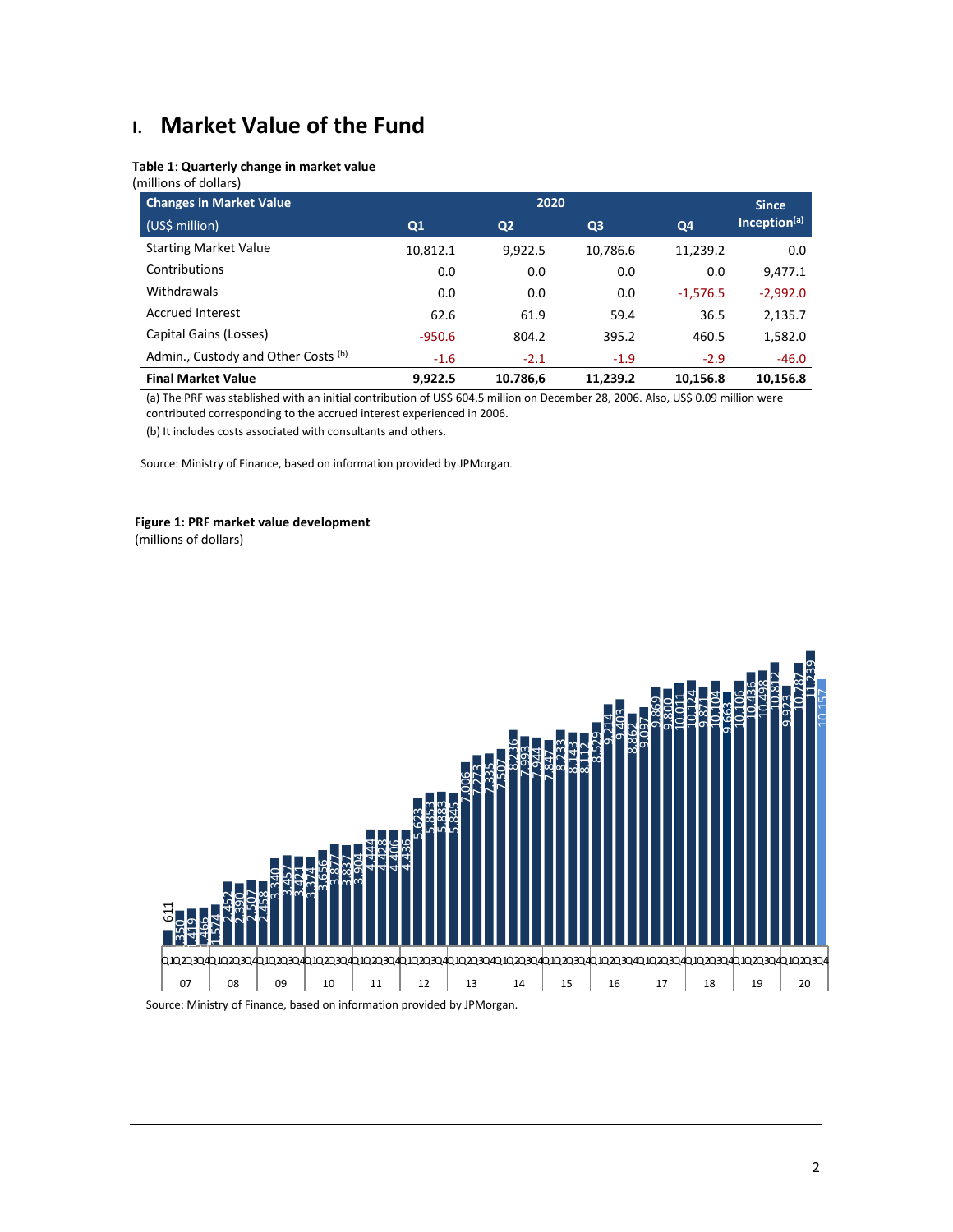## I. Market Value of the Fund

**Table 1**: **Quarterly change in market value**
(millions of dollars)

| Changes in Market Value (US$ million) | 2020 Q1 | Q2 | Q3 | Q4 | Since Inception[(a)] |
|---|---|---|---|---|---|
| Starting Market Value | 10,812.1 | 9,922.5 | 10,786.6 | 11,239.2 | 0.0 |
| Contributions | 0.0 | 0.0 | 0.0 | 0.0 | 9,477.1 |
| Withdrawals | 0.0 | 0.0 | 0.0 | -1,576.5 | -2,992.0 |
| Accrued Interest | 62.6 | 61.9 | 59.4 | 36.5 | 2,135.7 |
| Capital Gains (Losses) | -950.6 | 804.2 | 395.2 | 460.5 | 1,582.0 |
| Admin., Custody and Other Costs [(b)] | -1.6 | -2.1 | -1.9 | -2.9 | -46.0 |
| **Final Market Value** | **9,922.5** | **10.786,6** | **11,239.2** | **10,156.8** | **10,156.8** |

(a) The PRF was stablished with an initial contribution of US$ 604.5 million on December 28, 2006. Also, US$ 0.09 million were contributed corresponding to the accrued interest experienced in 2006.

(b) It includes costs associated with consultants and others.

Source: Ministry of Finance, based on information provided by JPMorgan.

**Figure 1: PRF market value development**
(millions of dollars)

Source: Ministry of Finance, based on information provided by JPMorgan.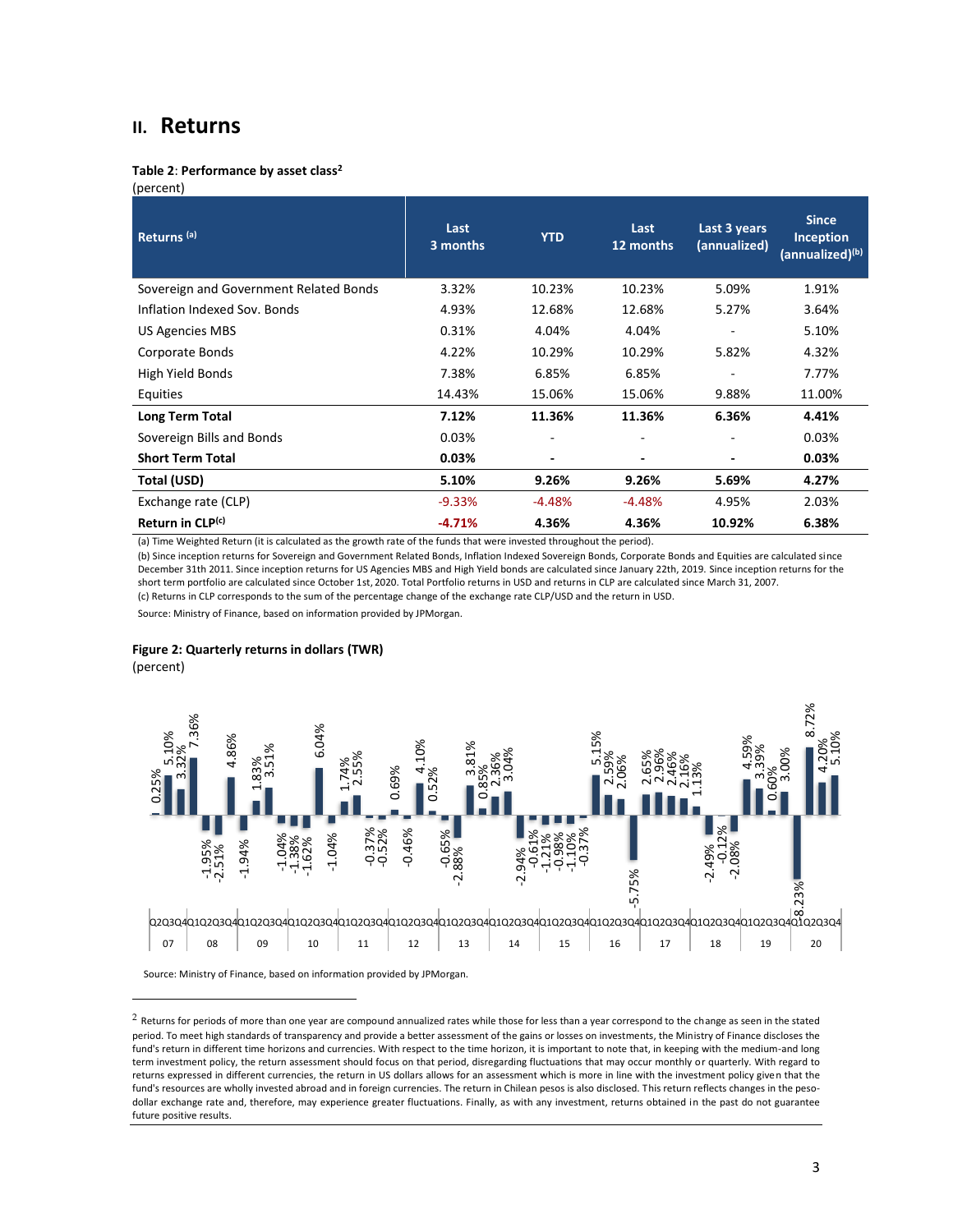## II. Returns

**Table 2**: **Performance by asset class**[2]

(percent)

| Returns [(a)] | Last 3 months | YTD | Last 12 months | Last 3 years (annualized) | Since Inception (annualized)[(b)] |
|---|---|---|---|---|---|
| Sovereign and Government Related Bonds | 3.32% | 10.23% | 10.23% | 5.09% | 1.91% |
| Inflation Indexed Sov. Bonds | 4.93% | 12.68% | 12.68% | 5.27% | 3.64% |
| US Agencies MBS | 0.31% | 4.04% | 4.04% | - | 5.10% |
| Corporate Bonds | 4.22% | 10.29% | 10.29% | 5.82% | 4.32% |
| High Yield Bonds | 7.38% | 6.85% | 6.85% | - | 7.77% |
| Equities | 14.43% | 15.06% | 15.06% | 9.88% | 11.00% |
| **Long Term Total** | **7.12%** | **11.36%** | **11.36%** | **6.36%** | **4.41%** |
| Sovereign Bills and Bonds | 0.03% | - | - | - | 0.03% |
| **Short Term Total** | **0.03%** | **-** | **-** | **-** | **0.03%** |
| **Total (USD)** | **5.10%** | **9.26%** | **9.26%** | **5.69%** | **4.27%** |
| Exchange rate (CLP) | -9.33% | -4.48% | -4.48% | 4.95% | 2.03% |
| **Return in CLP[(c)]** | **-4.71%** | **4.36%** | **4.36%** | **10.92%** | **6.38%** |

(a) Time Weighted Return (it is calculated as the growth rate of the funds that were invested throughout the period).

(b) Since inception returns for Sovereign and Government Related Bonds, Inflation Indexed Sovereign Bonds, Corporate Bonds and Equities are calculated since December 31th 2011. Since inception returns for US Agencies MBS and High Yield bonds are calculated since January 22th, 2019. Since inception returns for the short term portfolio are calculated since October 1st, 2020. Total Portfolio returns in USD and returns in CLP are calculated since March 31, 2007.

(c) Returns in CLP corresponds to the sum of the percentage change of the exchange rate CLP/USD and the return in USD.

Source: Ministry of Finance, based on information provided by JPMorgan.

**Figure 2: Quarterly returns in dollars (TWR)**

(percent)

Source: Ministry of Finance, based on information provided by JPMorgan.

---

[2] Returns for periods of more than one year are compound annualized rates while those for less than a year correspond to the change as seen in the stated period. To meet high standards of transparency and provide a better assessment of the gains or losses on investments, the Ministry of Finance discloses the fund's return in different time horizons and currencies. With respect to the time horizon, it is important to note that, in keeping with the medium-and long term investment policy, the return assessment should focus on that period, disregarding fluctuations that may occur monthly or quarterly. With regard to returns expressed in different currencies, the return in US dollars allows for an assessment which is more in line with the investment policy given that the fund's resources are wholly invested abroad and in foreign currencies. The return in Chilean pesos is also disclosed. This return reflects changes in the peso-dollar exchange rate and, therefore, may experience greater fluctuations. Finally, as with any investment, returns obtained in the past do not guarantee future positive results.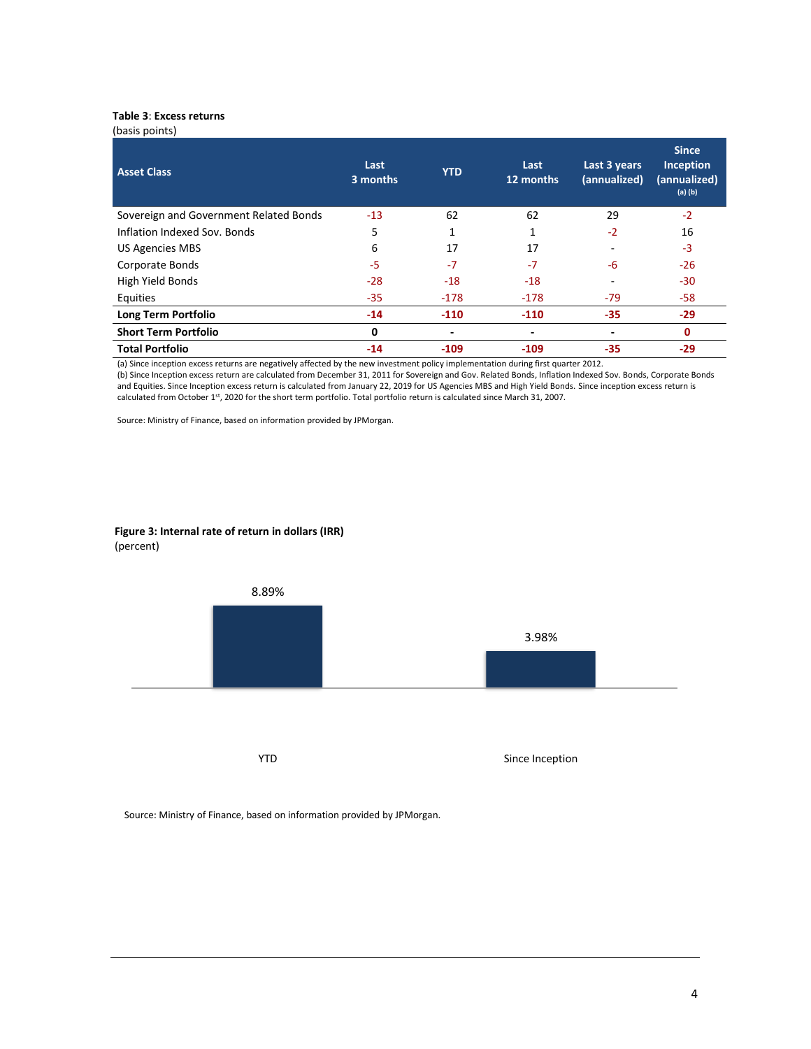**Table 3**: **Excess returns**
(basis points)

| Asset Class | Last 3 months | YTD | Last 12 months | Last 3 years (annualized) | Since Inception (annualized) (a) (b) |
|---|---|---|---|---|---|
| Sovereign and Government Related Bonds | -13 | 62 | 62 | 29 | -2 |
| Inflation Indexed Sov. Bonds | 5 | 1 | 1 | -2 | 16 |
| US Agencies MBS | 6 | 17 | 17 | - | -3 |
| Corporate Bonds | -5 | -7 | -7 | -6 | -26 |
| High Yield Bonds | -28 | -18 | -18 | - | -30 |
| Equities | -35 | -178 | -178 | -79 | -58 |
| **Long Term Portfolio** | **-14** | **-110** | **-110** | **-35** | **-29** |
| **Short Term Portfolio** | **0** | **-** | **-** | **-** | **0** |
| **Total Portfolio** | **-14** | **-109** | **-109** | **-35** | **-29** |

(a) Since inception excess returns are negatively affected by the new investment policy implementation during first quarter 2012.
(b) Since Inception excess return are calculated from December 31, 2011 for Sovereign and Gov. Related Bonds, Inflation Indexed Sov. Bonds, Corporate Bonds and Equities. Since Inception excess return is calculated from January 22, 2019 for US Agencies MBS and High Yield Bonds. Since inception excess return is calculated from October 1st, 2020 for the short term portfolio. Total portfolio return is calculated since March 31, 2007.

Source: Ministry of Finance, based on information provided by JPMorgan.

**Figure 3: Internal rate of return in dollars (IRR)**
(percent)

| | YTD | Since Inception |
|---|---|---|
| IRR | 8.89% | 3.98% |

Source: Ministry of Finance, based on information provided by JPMorgan.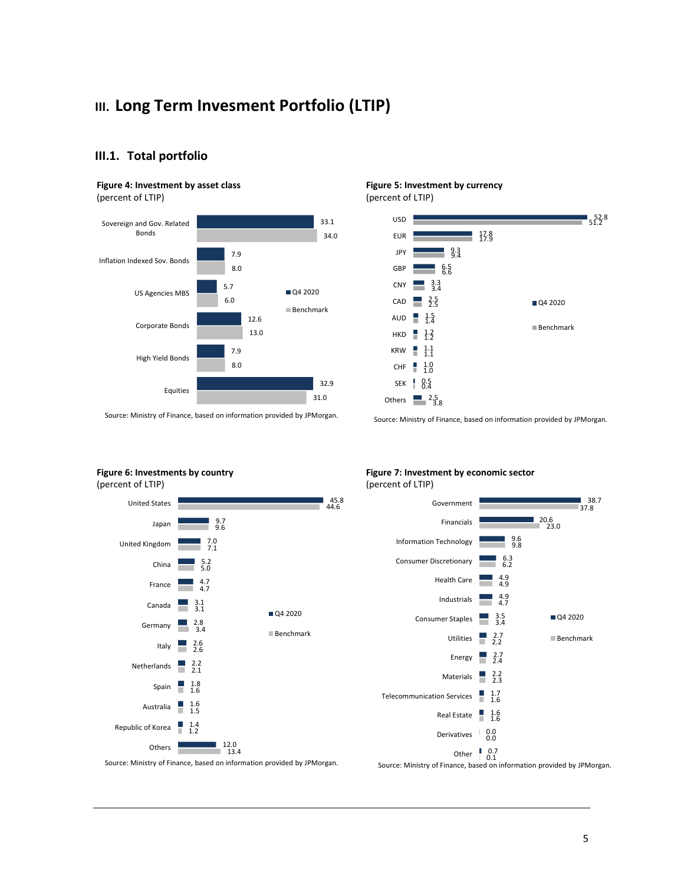# III. Long Term Invesment Portfolio (LTIP)

## III.1. Total portfolio

**Figure 4: Investment by asset class**
(percent of LTIP)

| Asset class | Q4 2020 | Benchmark |
|---|---|---|
| Sovereign and Gov. Related Bonds | 33.1 | 34.0 |
| Inflation Indexed Sov. Bonds | 7.9 | 8.0 |
| US Agencies MBS | 5.7 | 6.0 |
| Corporate Bonds | 12.6 | 13.0 |
| High Yield Bonds | 7.9 | 8.0 |
| Equities | 32.9 | 31.0 |

Source: Ministry of Finance, based on information provided by JPMorgan.

**Figure 5: Investment by currency**
(percent of LTIP)

| Currency | Q4 2020 | Benchmark |
|---|---|---|
| USD | 52.8 | 51.2 |
| EUR | 17.8 | 17.9 |
| JPY | 9.3 | 9.4 |
| GBP | 6.5 | 6.6 |
| CNY | 3.3 | 3.4 |
| CAD | 2.5 | 2.5 |
| AUD | 1.5 | 1.4 |
| HKD | 1.2 | 1.2 |
| KRW | 1.1 | 1.1 |
| CHF | 1.0 | 1.0 |
| SEK | 0.5 | 0.4 |
| Others | 2.5 | 3.8 |

Source: Ministry of Finance, based on information provided by JPMorgan.

**Figure 6: Investments by country**
(percent of LTIP)

| Country | Q4 2020 | Benchmark |
|---|---|---|
| United States | 45.8 | 44.6 |
| Japan | 9.7 | 9.6 |
| United Kingdom | 7.0 | 7.1 |
| China | 5.2 | 5.0 |
| France | 4.7 | 4.7 |
| Canada | 3.1 | 3.1 |
| Germany | 2.8 | 3.4 |
| Italy | 2.6 | 2.6 |
| Netherlands | 2.2 | 2.1 |
| Spain | 1.8 | 1.6 |
| Australia | 1.6 | 1.5 |
| Republic of Korea | 1.4 | 1.2 |
| Others | 12.0 | 13.4 |

Source: Ministry of Finance, based on information provided by JPMorgan.

**Figure 7: Investment by economic sector**
(percent of LTIP)

| Sector | Q4 2020 | Benchmark |
|---|---|---|
| Government | 38.7 | 37.8 |
| Financials | 20.6 | 23.0 |
| Information Technology | 9.6 | 9.8 |
| Consumer Discretionary | 6.3 | 6.2 |
| Health Care | 4.9 | 4.9 |
| Industrials | 4.9 | 4.7 |
| Consumer Staples | 3.5 | 3.4 |
| Utilities | 2.7 | 2.2 |
| Energy | 2.7 | 2.4 |
| Materials | 2.2 | 2.3 |
| Telecommunication Services | 1.7 | 1.6 |
| Real Estate | 1.6 | 1.6 |
| Derivatives | 0.0 | 0.0 |
| Other | 0.7 | 0.1 |

Source: Ministry of Finance, based on information provided by JPMorgan.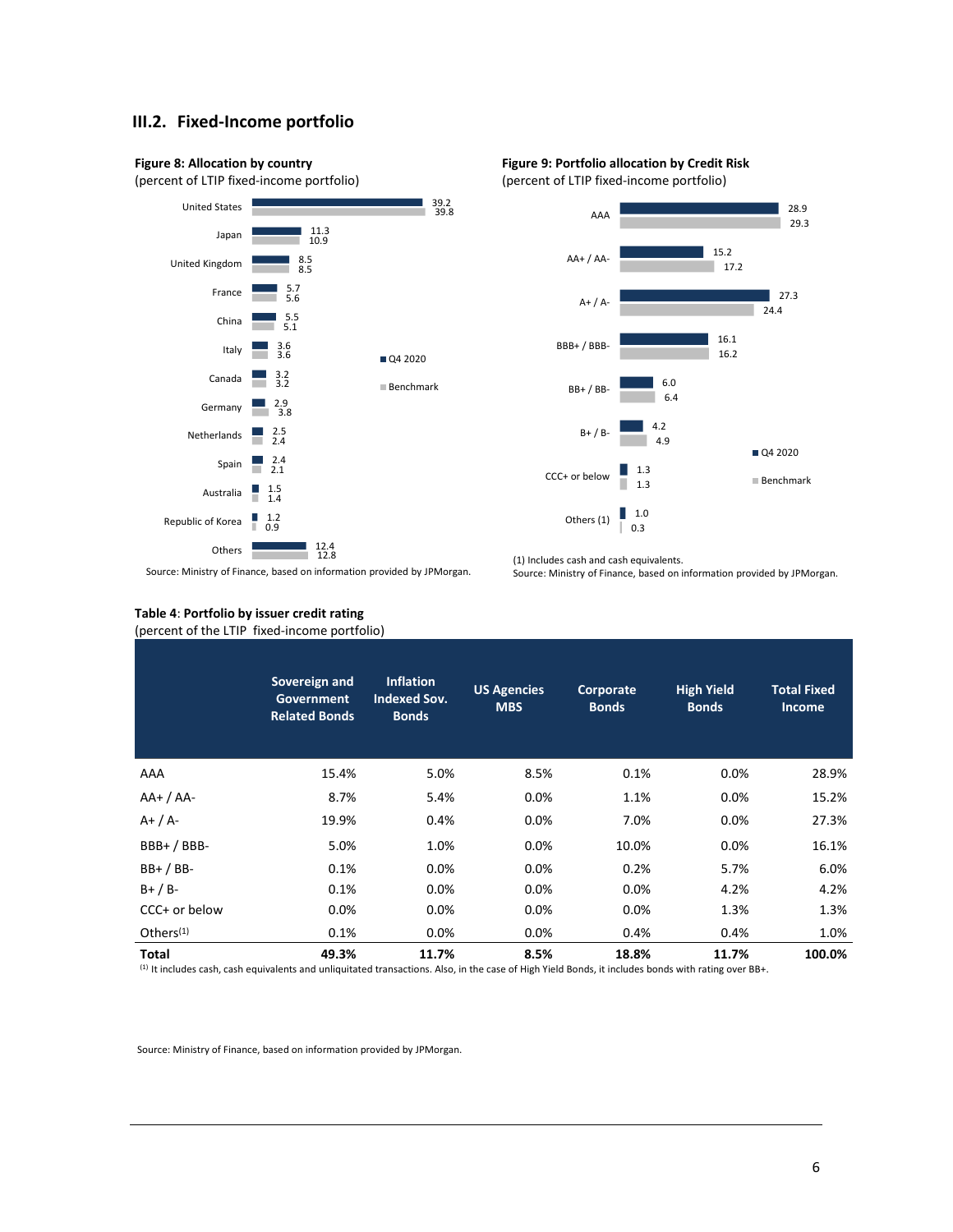## III.2. Fixed-Income portfolio

**Figure 8: Allocation by country**
(percent of LTIP fixed-income portfolio)

| Country | Q4 2020 | Benchmark |
|---|---|---|
| United States | 39.2 | 39.8 |
| Japan | 11.3 | 10.9 |
| United Kingdom | 8.5 | 8.5 |
| France | 5.7 | 5.6 |
| China | 5.5 | 5.1 |
| Italy | 3.6 | 3.6 |
| Canada | 3.2 | 3.2 |
| Germany | 2.9 | 3.8 |
| Netherlands | 2.5 | 2.4 |
| Spain | 2.4 | 2.1 |
| Australia | 1.5 | 1.4 |
| Republic of Korea | 1.2 | 0.9 |
| Others | 12.4 | 12.8 |

Source: Ministry of Finance, based on information provided by JPMorgan.

**Figure 9: Portfolio allocation by Credit Risk**
(percent of LTIP fixed-income portfolio)

| Rating | Q4 2020 | Benchmark |
|---|---|---|
| AAA | 28.9 | 29.3 |
| AA+ / AA- | 15.2 | 17.2 |
| A+ / A- | 27.3 | 24.4 |
| BBB+ / BBB- | 16.1 | 16.2 |
| BB+ / BB- | 6.0 | 6.4 |
| B+ / B- | 4.2 | 4.9 |
| CCC+ or below | 1.3 | 1.3 |
| Others (1) | 1.0 | 0.3 |

(1) Includes cash and cash equivalents.
Source: Ministry of Finance, based on information provided by JPMorgan.

**Table 4**: **Portfolio by issuer credit rating**
(percent of the LTIP fixed-income portfolio)

| | Sovereign and Government Related Bonds | Inflation Indexed Sov. Bonds | US Agencies MBS | Corporate Bonds | High Yield Bonds | Total Fixed Income |
|---|---|---|---|---|---|---|
| AAA | 15.4% | 5.0% | 8.5% | 0.1% | 0.0% | 28.9% |
| AA+ / AA- | 8.7% | 5.4% | 0.0% | 1.1% | 0.0% | 15.2% |
| A+ / A- | 19.9% | 0.4% | 0.0% | 7.0% | 0.0% | 27.3% |
| BBB+ / BBB- | 5.0% | 1.0% | 0.0% | 10.0% | 0.0% | 16.1% |
| BB+ / BB- | 0.1% | 0.0% | 0.0% | 0.2% | 5.7% | 6.0% |
| B+ / B- | 0.1% | 0.0% | 0.0% | 0.0% | 4.2% | 4.2% |
| CCC+ or below | 0.0% | 0.0% | 0.0% | 0.0% | 1.3% | 1.3% |
| Others(1) | 0.1% | 0.0% | 0.0% | 0.4% | 0.4% | 1.0% |
| **Total** | **49.3%** | **11.7%** | **8.5%** | **18.8%** | **11.7%** | **100.0%** |

(1) It includes cash, cash equivalents and unliquitated transactions. Also, in the case of High Yield Bonds, it includes bonds with rating over BB+.

Source: Ministry of Finance, based on information provided by JPMorgan.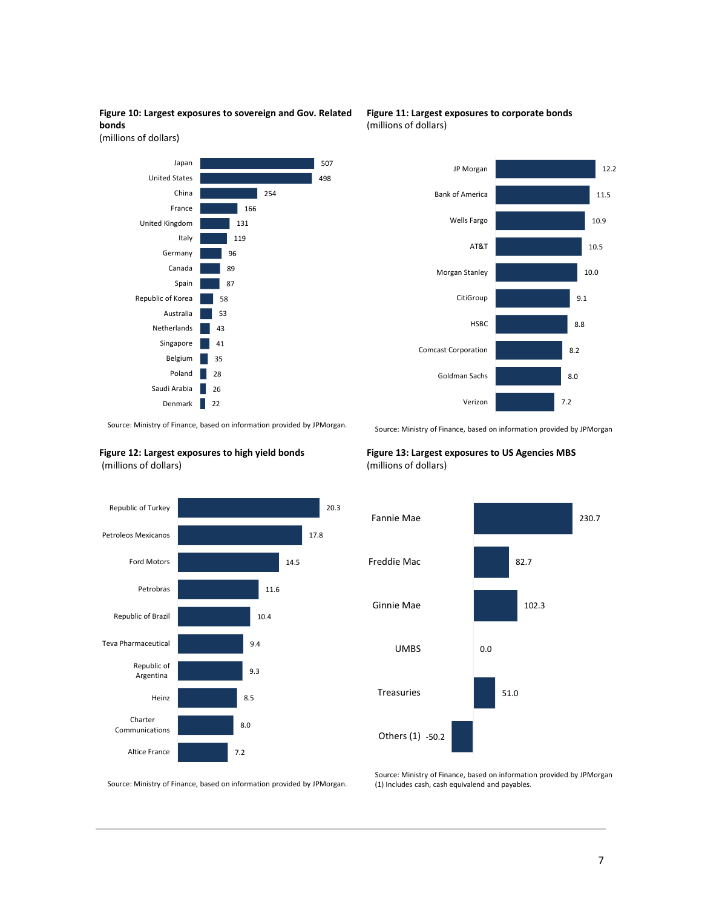**Figure 10: Largest exposures to sovereign and Gov. Related bonds**
(millions of dollars)

| Country | Value |
|---|---|
| Japan | 507 |
| United States | 498 |
| China | 254 |
| France | 166 |
| United Kingdom | 131 |
| Italy | 119 |
| Germany | 96 |
| Canada | 89 |
| Spain | 87 |
| Republic of Korea | 58 |
| Australia | 53 |
| Netherlands | 43 |
| Singapore | 41 |
| Belgium | 35 |
| Poland | 28 |
| Saudi Arabia | 26 |
| Denmark | 22 |

Source: Ministry of Finance, based on information provided by JPMorgan.

**Figure 11: Largest exposures to corporate bonds**
(millions of dollars)

| Issuer | Value |
|---|---|
| JP Morgan | 12.2 |
| Bank of America | 11.5 |
| Wells Fargo | 10.9 |
| AT&T | 10.5 |
| Morgan Stanley | 10.0 |
| CitiGroup | 9.1 |
| HSBC | 8.8 |
| Comcast Corporation | 8.2 |
| Goldman Sachs | 8.0 |
| Verizon | 7.2 |

Source: Ministry of Finance, based on information provided by JPMorgan

**Figure 12: Largest exposures to high yield bonds**
(millions of dollars)

| Issuer | Value |
|---|---|
| Republic of Turkey | 20.3 |
| Petroleos Mexicanos | 17.8 |
| Ford Motors | 14.5 |
| Petrobras | 11.6 |
| Republic of Brazil | 10.4 |
| Teva Pharmaceutical | 9.4 |
| Republic of Argentina | 9.3 |
| Heinz | 8.5 |
| Charter Communications | 8.0 |
| Altice France | 7.2 |

Source: Ministry of Finance, based on information provided by JPMorgan.

**Figure 13: Largest exposures to US Agencies MBS**
(millions of dollars)

| Issuer | Value |
|---|---|
| Fannie Mae | 230.7 |
| Freddie Mac | 82.7 |
| Ginnie Mae | 102.3 |
| UMBS | 0.0 |
| Treasuries | 51.0 |
| Others (1) | -50.2 |

Source: Ministry of Finance, based on information provided by JPMorgan
(1) Includes cash, cash equivalend and payables.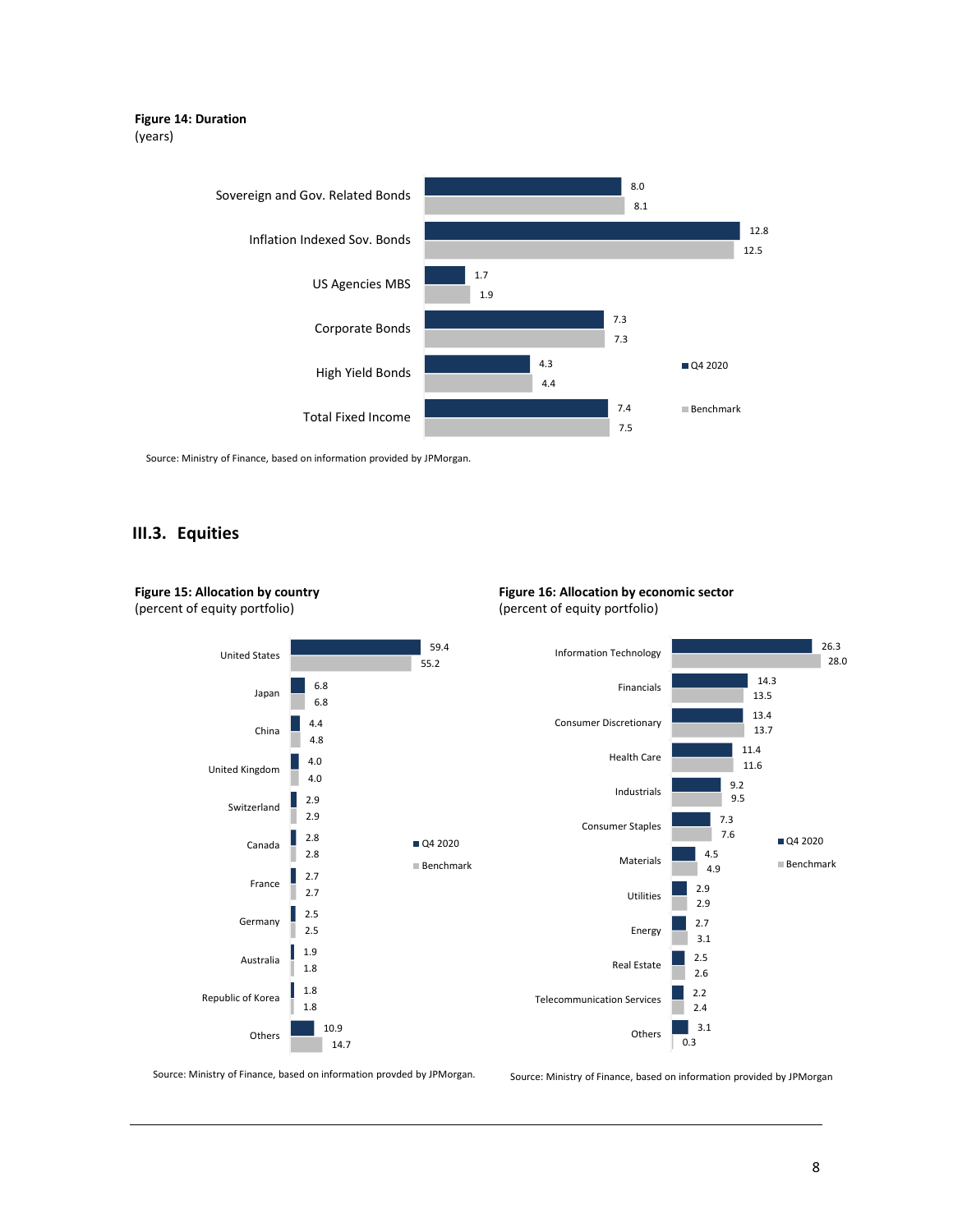**Figure 14: Duration**
(years)

| | Q4 2020 | Benchmark |
|---|---|---|
| Sovereign and Gov. Related Bonds | 8.0 | 8.1 |
| Inflation Indexed Sov. Bonds | 12.8 | 12.5 |
| US Agencies MBS | 1.7 | 1.9 |
| Corporate Bonds | 7.3 | 7.3 |
| High Yield Bonds | 4.3 | 4.4 |
| Total Fixed Income | 7.4 | 7.5 |

Source: Ministry of Finance, based on information provided by JPMorgan.

## III.3. Equities

**Figure 15: Allocation by country**
(percent of equity portfolio)

| | Q4 2020 | Benchmark |
|---|---|---|
| United States | 59.4 | 55.2 |
| Japan | 6.8 | 6.8 |
| China | 4.4 | 4.8 |
| United Kingdom | 4.0 | 4.0 |
| Switzerland | 2.9 | 2.9 |
| Canada | 2.8 | 2.8 |
| France | 2.7 | 2.7 |
| Germany | 2.5 | 2.5 |
| Australia | 1.9 | 1.8 |
| Republic of Korea | 1.8 | 1.8 |
| Others | 10.9 | 14.7 |

Source: Ministry of Finance, based on information provded by JPMorgan.

**Figure 16: Allocation by economic sector**
(percent of equity portfolio)

| | Q4 2020 | Benchmark |
|---|---|---|
| Information Technology | 26.3 | 28.0 |
| Financials | 14.3 | 13.5 |
| Consumer Discretionary | 13.4 | 13.7 |
| Health Care | 11.4 | 11.6 |
| Industrials | 9.2 | 9.5 |
| Consumer Staples | 7.3 | 7.6 |
| Materials | 4.5 | 4.9 |
| Utilities | 2.9 | 2.9 |
| Energy | 2.7 | 3.1 |
| Real Estate | 2.5 | 2.6 |
| Telecommunication Services | 2.2 | 2.4 |
| Others | 3.1 | 0.3 |

Source: Ministry of Finance, based on information provided by JPMorgan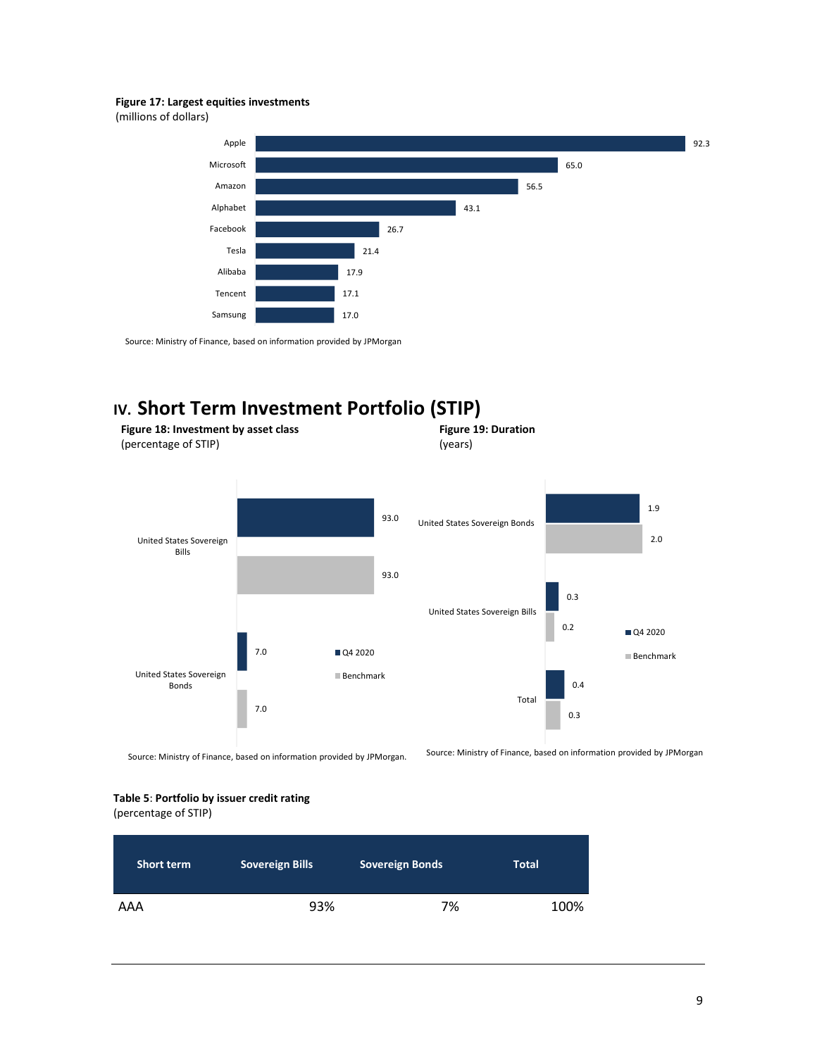**Figure 17: Largest equities investments**
(millions of dollars)

| Company | Value |
|---|---|
| Apple | 92.3 |
| Microsoft | 65.0 |
| Amazon | 56.5 |
| Alphabet | 43.1 |
| Facebook | 26.7 |
| Tesla | 21.4 |
| Alibaba | 17.9 |
| Tencent | 17.1 |
| Samsung | 17.0 |

Source: Ministry of Finance, based on information provided by JPMorgan

# IV. Short Term Investment Portfolio (STIP)

**Figure 18: Investment by asset class**
(percentage of STIP)

| | Q4 2020 | Benchmark |
|---|---|---|
| United States Sovereign Bills | 93.0 | 93.0 |
| United States Sovereign Bonds | 7.0 | 7.0 |

Source: Ministry of Finance, based on information provided by JPMorgan.

**Figure 19: Duration**
(years)

| | Q4 2020 | Benchmark |
|---|---|---|
| United States Sovereign Bonds | 1.9 | 2.0 |
| United States Sovereign Bills | 0.3 | 0.2 |
| Total | 0.4 | 0.3 |

Source: Ministry of Finance, based on information provided by JPMorgan

**Table 5**: **Portfolio by issuer credit rating**
(percentage of STIP)

| Short term | Sovereign Bills | Sovereign Bonds | Total |
|---|---|---|---|
| AAA | 93% | 7% | 100% |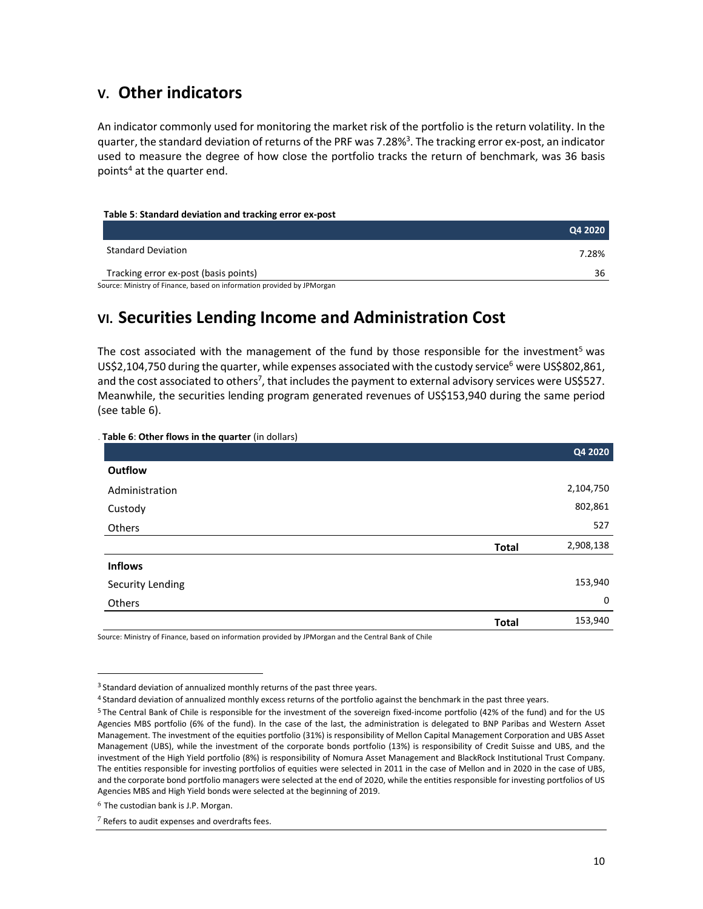## V. Other indicators

An indicator commonly used for monitoring the market risk of the portfolio is the return volatility. In the quarter, the standard deviation of returns of the PRF was 7.28%[3]. The tracking error ex-post, an indicator used to measure the degree of how close the portfolio tracks the return of benchmark, was 36 basis points[4] at the quarter end.

**Table 5**: **Standard deviation and tracking error ex-post**

| | Q4 2020 |
|---|---|
| Standard Deviation | 7.28% |
| Tracking error ex-post (basis points) | 36 |

Source: Ministry of Finance, based on information provided by JPMorgan

## VI. Securities Lending Income and Administration Cost

The cost associated with the management of the fund by those responsible for the investment[5] was US$2,104,750 during the quarter, while expenses associated with the custody service[6] were US$802,861, and the cost associated to others[7], that includes the payment to external advisory services were US$527. Meanwhile, the securities lending program generated revenues of US$153,940 during the same period (see table 6).

**Table 6**: **Other flows in the quarter** (in dollars)

| | | Q4 2020 |
|---|---|---|
| **Outflow** | | |
| Administration | | 2,104,750 |
| Custody | | 802,861 |
| Others | | 527 |
| | **Total** | 2,908,138 |
| **Inflows** | | |
| Security Lending | | 153,940 |
| Others | | 0 |
| | **Total** | 153,940 |

Source: Ministry of Finance, based on information provided by JPMorgan and the Central Bank of Chile

---

[3] Standard deviation of annualized monthly returns of the past three years.

[4] Standard deviation of annualized monthly excess returns of the portfolio against the benchmark in the past three years.

[5] The Central Bank of Chile is responsible for the investment of the sovereign fixed-income portfolio (42% of the fund) and for the US Agencies MBS portfolio (6% of the fund). In the case of the last, the administration is delegated to BNP Paribas and Western Asset Management. The investment of the equities portfolio (31%) is responsibility of Mellon Capital Management Corporation and UBS Asset Management (UBS), while the investment of the corporate bonds portfolio (13%) is responsibility of Credit Suisse and UBS, and the investment of the High Yield portfolio (8%) is responsibility of Nomura Asset Management and BlackRock Institutional Trust Company. The entities responsible for investing portfolios of equities were selected in 2011 in the case of Mellon and in 2020 in the case of UBS, and the corporate bond portfolio managers were selected at the end of 2020, while the entities responsible for investing portfolios of US Agencies MBS and High Yield bonds were selected at the beginning of 2019.

[6] The custodian bank is J.P. Morgan.

[7] Refers to audit expenses and overdrafts fees.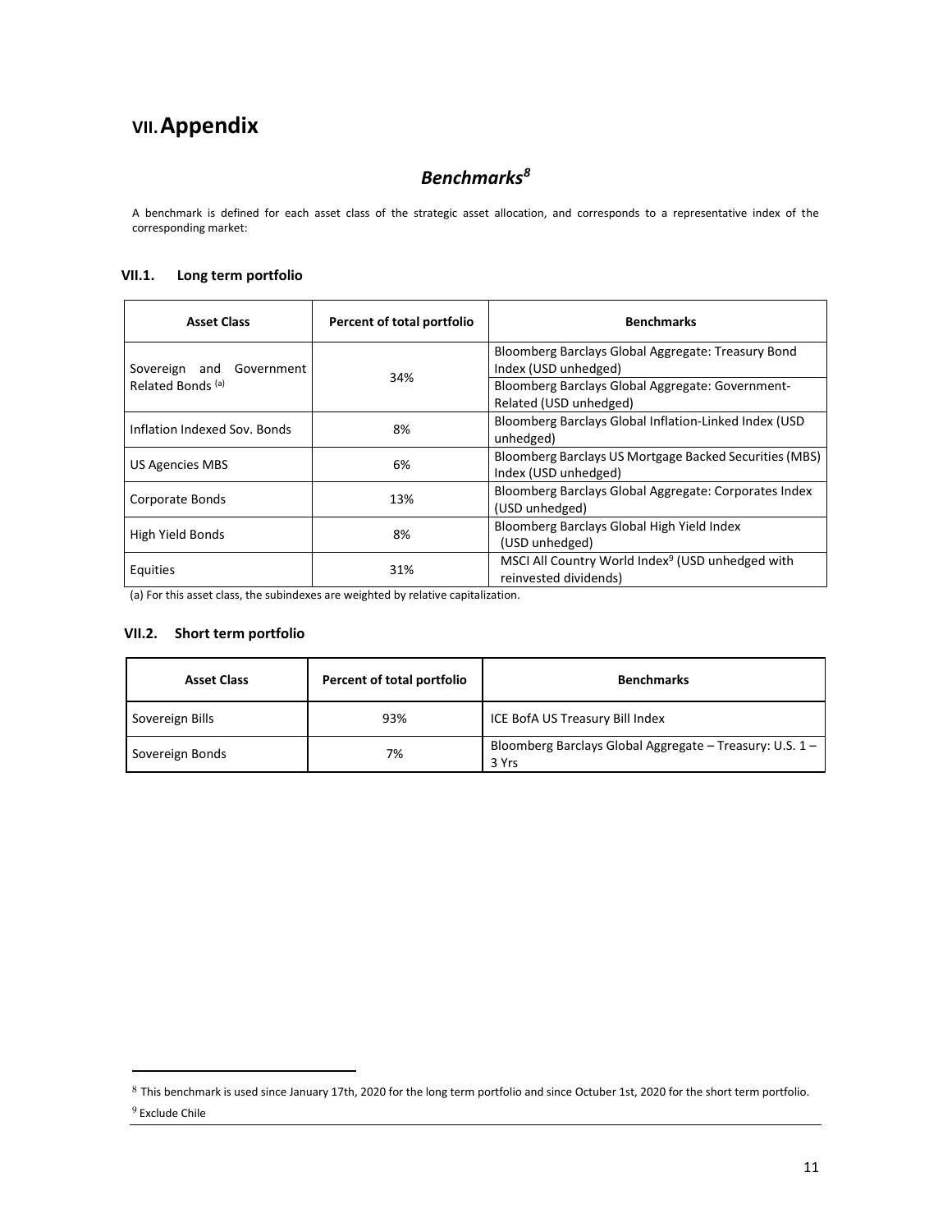# VII. Appendix

## *Benchmarks*[8]

A benchmark is defined for each asset class of the strategic asset allocation, and corresponds to a representative index of the corresponding market:

### VII.1. Long term portfolio

| Asset Class | Percent of total portfolio | Benchmarks |
|---|---|---|
| Sovereign and Government Related Bonds [(a)] | 34% | Bloomberg Barclays Global Aggregate: Treasury Bond Index (USD unhedged) |
| | | Bloomberg Barclays Global Aggregate: Government-Related (USD unhedged) |
| Inflation Indexed Sov. Bonds | 8% | Bloomberg Barclays Global Inflation-Linked Index (USD unhedged) |
| US Agencies MBS | 6% | Bloomberg Barclays US Mortgage Backed Securities (MBS) Index (USD unhedged) |
| Corporate Bonds | 13% | Bloomberg Barclays Global Aggregate: Corporates Index (USD unhedged) |
| High Yield Bonds | 8% | Bloomberg Barclays Global High Yield Index (USD unhedged) |
| Equities | 31% | MSCI All Country World Index[9] (USD unhedged with reinvested dividends) |

(a) For this asset class, the subindexes are weighted by relative capitalization.

### VII.2. Short term portfolio

| Asset Class | Percent of total portfolio | Benchmarks |
|---|---|---|
| Sovereign Bills | 93% | ICE BofA US Treasury Bill Index |
| Sovereign Bonds | 7% | Bloomberg Barclays Global Aggregate – Treasury: U.S. 1 – 3 Yrs |

[8] This benchmark is used since January 17th, 2020 for the long term portfolio and since Octuber 1st, 2020 for the short term portfolio.

[9] Exclude Chile